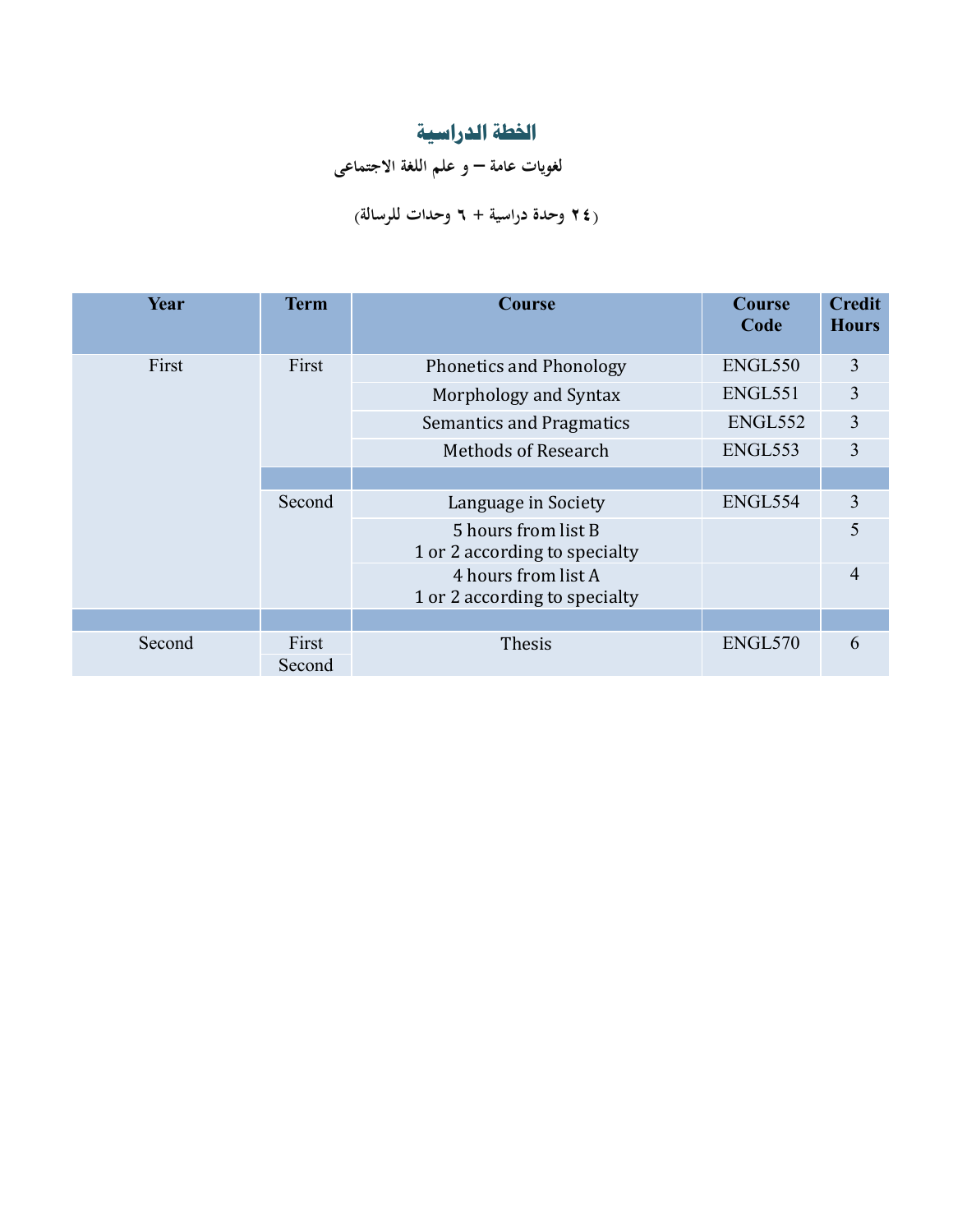# الخطة الدراسية

**لغويات عامة – و علم اللغة الاجتماعى**

**(٢٤ وحدة دراسية + ٦ وحدات للرسالة)**

| Year | Term | Course | Course Code | Credit Hours |
|---|---|---|---|---|
| First | First | Phonetics and Phonology | ENGL550 | 3 |
| | | Morphology and Syntax | ENGL551 | 3 |
| | | Semantics and Pragmatics | ENGL552 | 3 |
| | | Methods of Research | ENGL553 | 3 |
| | | | | |
| | Second | Language in Society | ENGL554 | 3 |
| | | 5 hours from list B<br>1 or 2 according to specialty | | 5 |
| | | 4 hours from list A<br>1 or 2 according to specialty | | 4 |
| | | | | |
| Second | First<br>Second | Thesis | ENGL570 | 6 |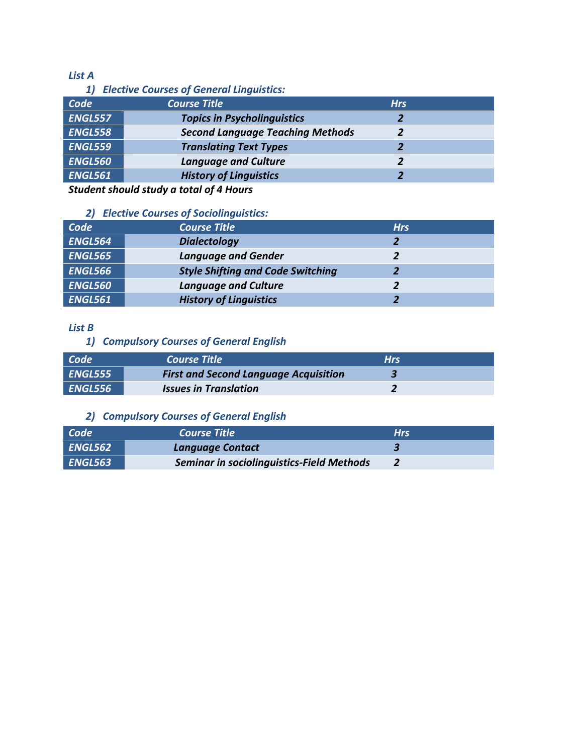*List A*

1) *Elective Courses of General Linguistics:*

| Code | Course Title | Hrs |
|---|---|---|
| ENGL557 | Topics in Psycholinguistics | 2 |
| ENGL558 | Second Language Teaching Methods | 2 |
| ENGL559 | Translating Text Types | 2 |
| ENGL560 | Language and Culture | 2 |
| ENGL561 | History of Linguistics | 2 |

***Student should study a total of 4 Hours***

2) *Elective Courses of Sociolinguistics:*

| Code | Course Title | Hrs |
|---|---|---|
| ENGL564 | Dialectology | 2 |
| ENGL565 | Language and Gender | 2 |
| ENGL566 | Style Shifting and Code Switching | 2 |
| ENGL560 | Language and Culture | 2 |
| ENGL561 | History of Linguistics | 2 |

*List B*

1) *Compulsory Courses of General English*

| Code | Course Title | Hrs |
|---|---|---|
| ENGL555 | First and Second Language Acquisition | 3 |
| ENGL556 | Issues in Translation | 2 |

2) *Compulsory Courses of General English*

| Code | Course Title | Hrs |
|---|---|---|
| ENGL562 | Language Contact | 3 |
| ENGL563 | Seminar in sociolinguistics-Field Methods | 2 |